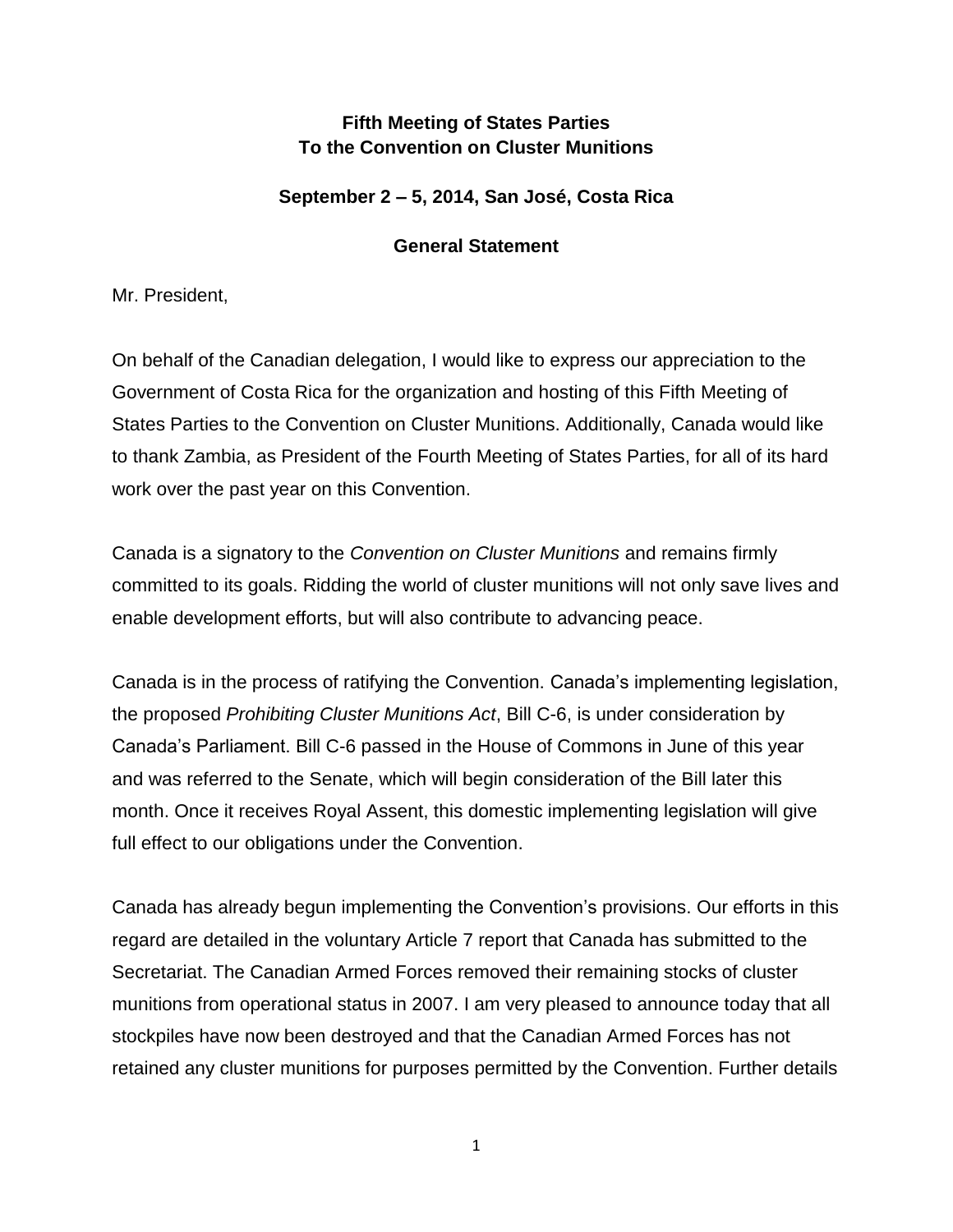**Fifth Meeting of States Parties**
**To the Convention on Cluster Munitions**

**September 2 – 5, 2014, San José, Costa Rica**

**General Statement**

Mr. President,

On behalf of the Canadian delegation, I would like to express our appreciation to the Government of Costa Rica for the organization and hosting of this Fifth Meeting of States Parties to the Convention on Cluster Munitions. Additionally, Canada would like to thank Zambia, as President of the Fourth Meeting of States Parties, for all of its hard work over the past year on this Convention.

Canada is a signatory to the *Convention on Cluster Munitions* and remains firmly committed to its goals. Ridding the world of cluster munitions will not only save lives and enable development efforts, but will also contribute to advancing peace.

Canada is in the process of ratifying the Convention. Canada's implementing legislation, the proposed *Prohibiting Cluster Munitions Act*, Bill C-6, is under consideration by Canada's Parliament. Bill C-6 passed in the House of Commons in June of this year and was referred to the Senate, which will begin consideration of the Bill later this month. Once it receives Royal Assent, this domestic implementing legislation will give full effect to our obligations under the Convention.

Canada has already begun implementing the Convention's provisions. Our efforts in this regard are detailed in the voluntary Article 7 report that Canada has submitted to the Secretariat. The Canadian Armed Forces removed their remaining stocks of cluster munitions from operational status in 2007. I am very pleased to announce today that all stockpiles have now been destroyed and that the Canadian Armed Forces has not retained any cluster munitions for purposes permitted by the Convention. Further details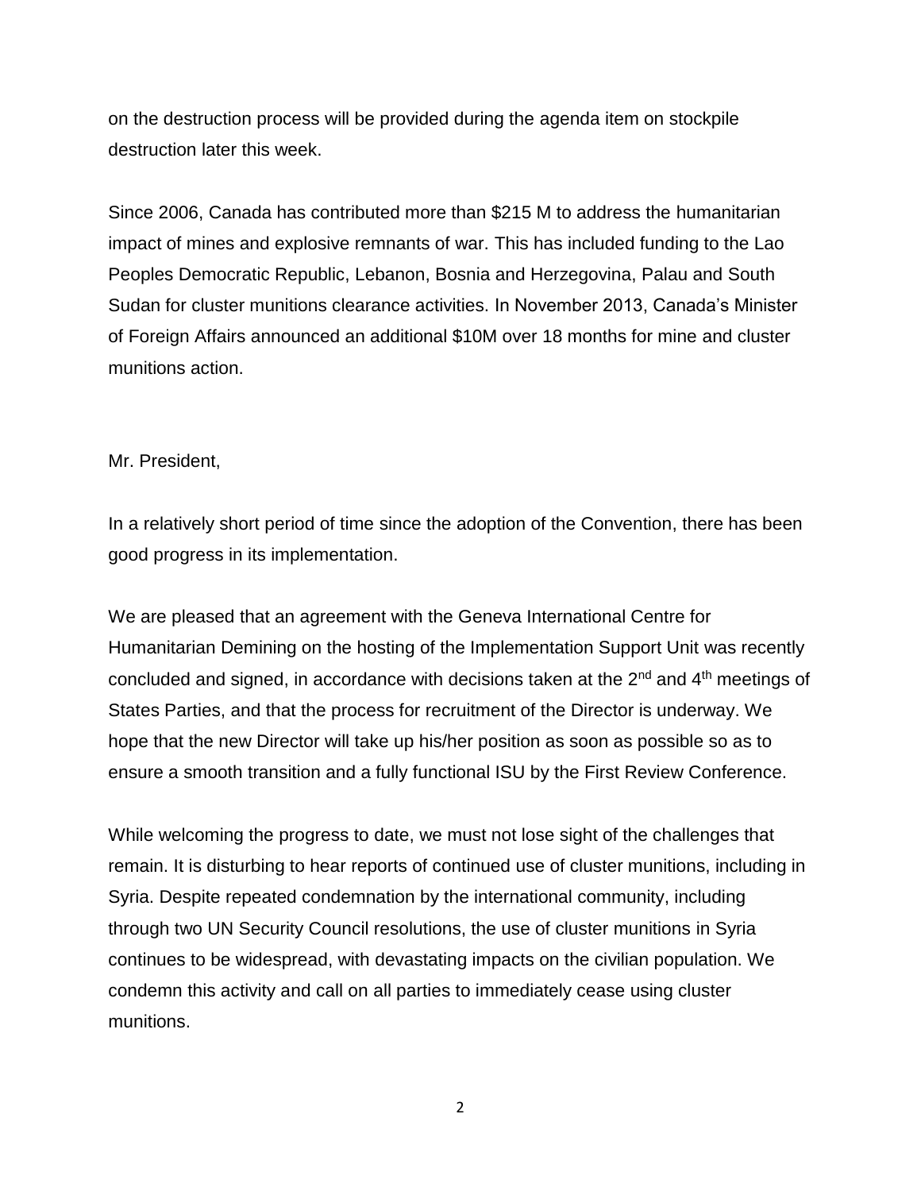on the destruction process will be provided during the agenda item on stockpile destruction later this week.

Since 2006, Canada has contributed more than $215 M to address the humanitarian impact of mines and explosive remnants of war. This has included funding to the Lao Peoples Democratic Republic, Lebanon, Bosnia and Herzegovina, Palau and South Sudan for cluster munitions clearance activities. In November 2013, Canada's Minister of Foreign Affairs announced an additional $10M over 18 months for mine and cluster munitions action.

Mr. President,

In a relatively short period of time since the adoption of the Convention, there has been good progress in its implementation.

We are pleased that an agreement with the Geneva International Centre for Humanitarian Demining on the hosting of the Implementation Support Unit was recently concluded and signed, in accordance with decisions taken at the 2nd and 4th meetings of States Parties, and that the process for recruitment of the Director is underway. We hope that the new Director will take up his/her position as soon as possible so as to ensure a smooth transition and a fully functional ISU by the First Review Conference.

While welcoming the progress to date, we must not lose sight of the challenges that remain. It is disturbing to hear reports of continued use of cluster munitions, including in Syria. Despite repeated condemnation by the international community, including through two UN Security Council resolutions, the use of cluster munitions in Syria continues to be widespread, with devastating impacts on the civilian population. We condemn this activity and call on all parties to immediately cease using cluster munitions.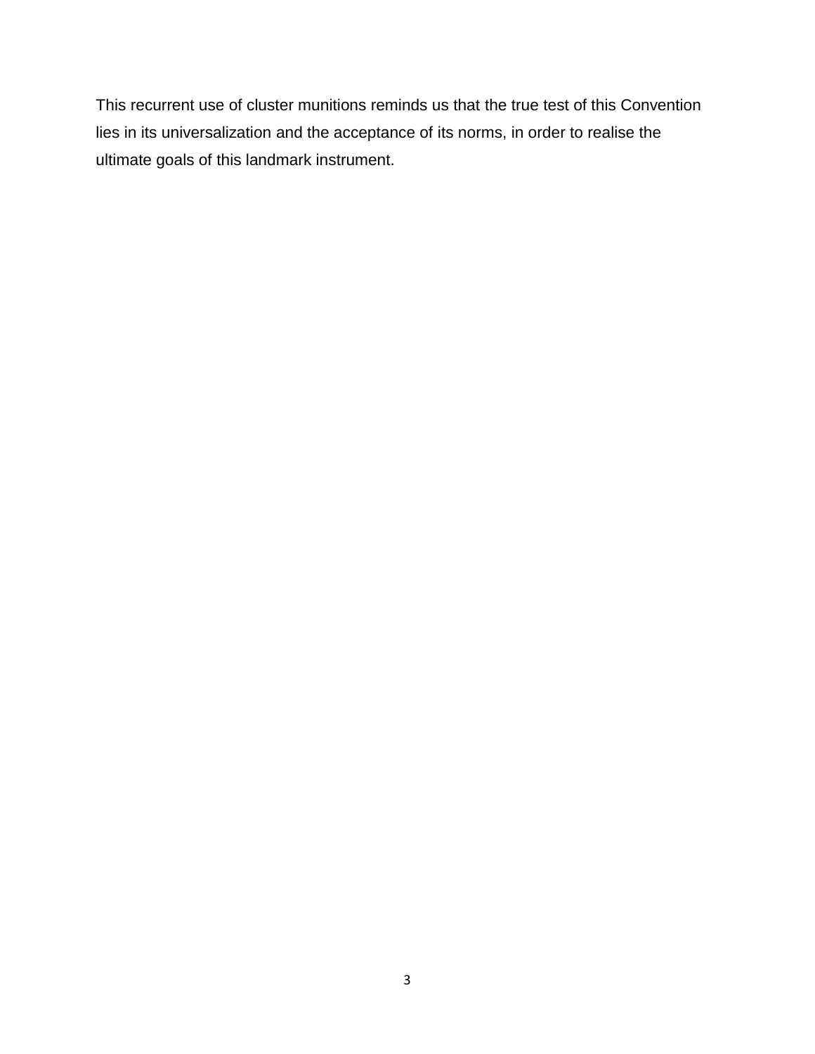This recurrent use of cluster munitions reminds us that the true test of this Convention lies in its universalization and the acceptance of its norms, in order to realise the ultimate goals of this landmark instrument.